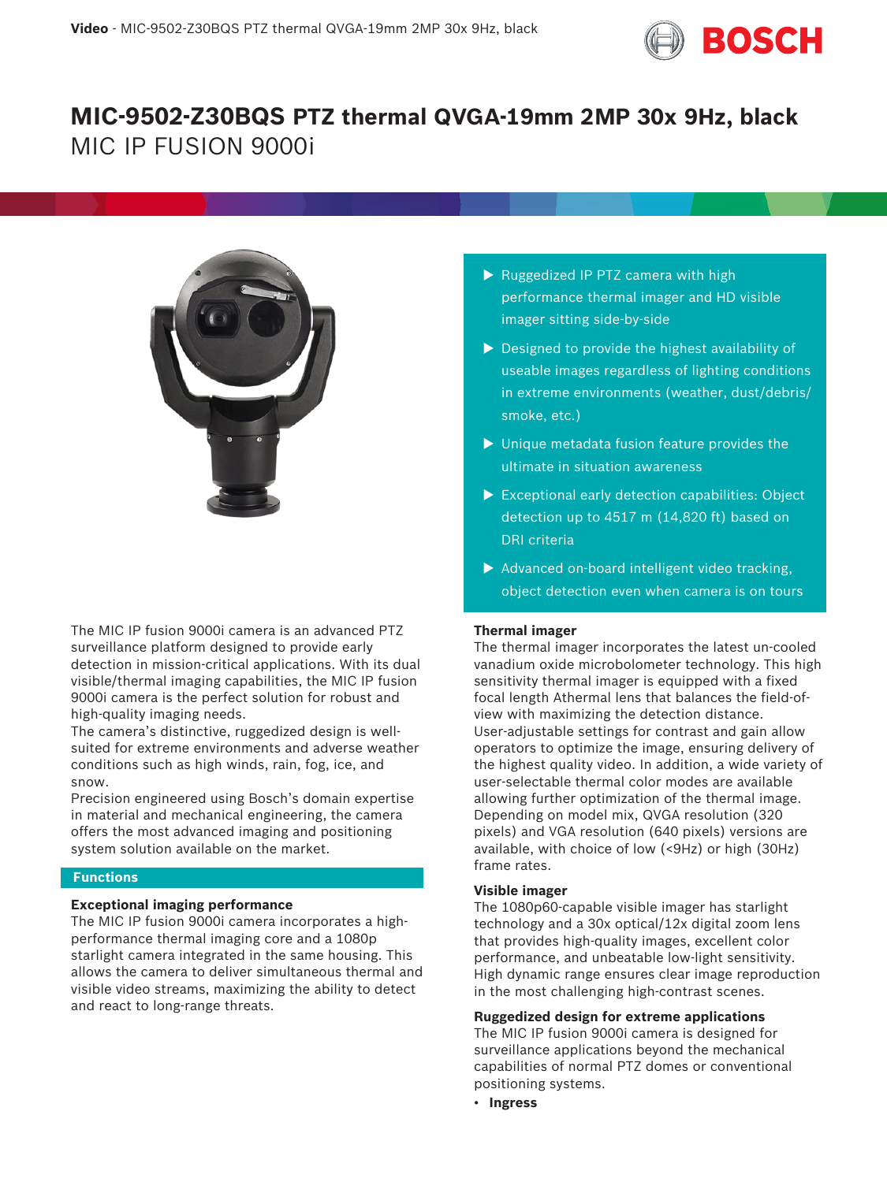# MIC-9502-Z30BQS PTZ thermal QVGA-19mm 2MP 30x 9Hz, black

MIC IP FUSION 9000i

- Ruggedized IP PTZ camera with high performance thermal imager and HD visible imager sitting side-by-side
- Designed to provide the highest availability of useable images regardless of lighting conditions in extreme environments (weather, dust/debris/ smoke, etc.)
- Unique metadata fusion feature provides the ultimate in situation awareness
- Exceptional early detection capabilities: Object detection up to 4517 m (14,820 ft) based on DRI criteria
- Advanced on-board intelligent video tracking, object detection even when camera is on tours

The MIC IP fusion 9000i camera is an advanced PTZ surveillance platform designed to provide early detection in mission-critical applications. With its dual visible/thermal imaging capabilities, the MIC IP fusion 9000i camera is the perfect solution for robust and high-quality imaging needs.

The camera's distinctive, ruggedized design is well-suited for extreme environments and adverse weather conditions such as high winds, rain, fog, ice, and snow.

Precision engineered using Bosch's domain expertise in material and mechanical engineering, the camera offers the most advanced imaging and positioning system solution available on the market.

## Functions

### Exceptional imaging performance

The MIC IP fusion 9000i camera incorporates a high-performance thermal imaging core and a 1080p starlight camera integrated in the same housing. This allows the camera to deliver simultaneous thermal and visible video streams, maximizing the ability to detect and react to long-range threats.

### Thermal imager

The thermal imager incorporates the latest un-cooled vanadium oxide microbolometer technology. This high sensitivity thermal imager is equipped with a fixed focal length Athermal lens that balances the field-of-view with maximizing the detection distance. User-adjustable settings for contrast and gain allow operators to optimize the image, ensuring delivery of the highest quality video. In addition, a wide variety of user-selectable thermal color modes are available allowing further optimization of the thermal image. Depending on model mix, QVGA resolution (320 pixels) and VGA resolution (640 pixels) versions are available, with choice of low (<9Hz) or high (30Hz) frame rates.

### Visible imager

The 1080p60-capable visible imager has starlight technology and a 30x optical/12x digital zoom lens that provides high-quality images, excellent color performance, and unbeatable low-light sensitivity. High dynamic range ensures clear image reproduction in the most challenging high-contrast scenes.

### Ruggedized design for extreme applications

The MIC IP fusion 9000i camera is designed for surveillance applications beyond the mechanical capabilities of normal PTZ domes or conventional positioning systems.

- **Ingress**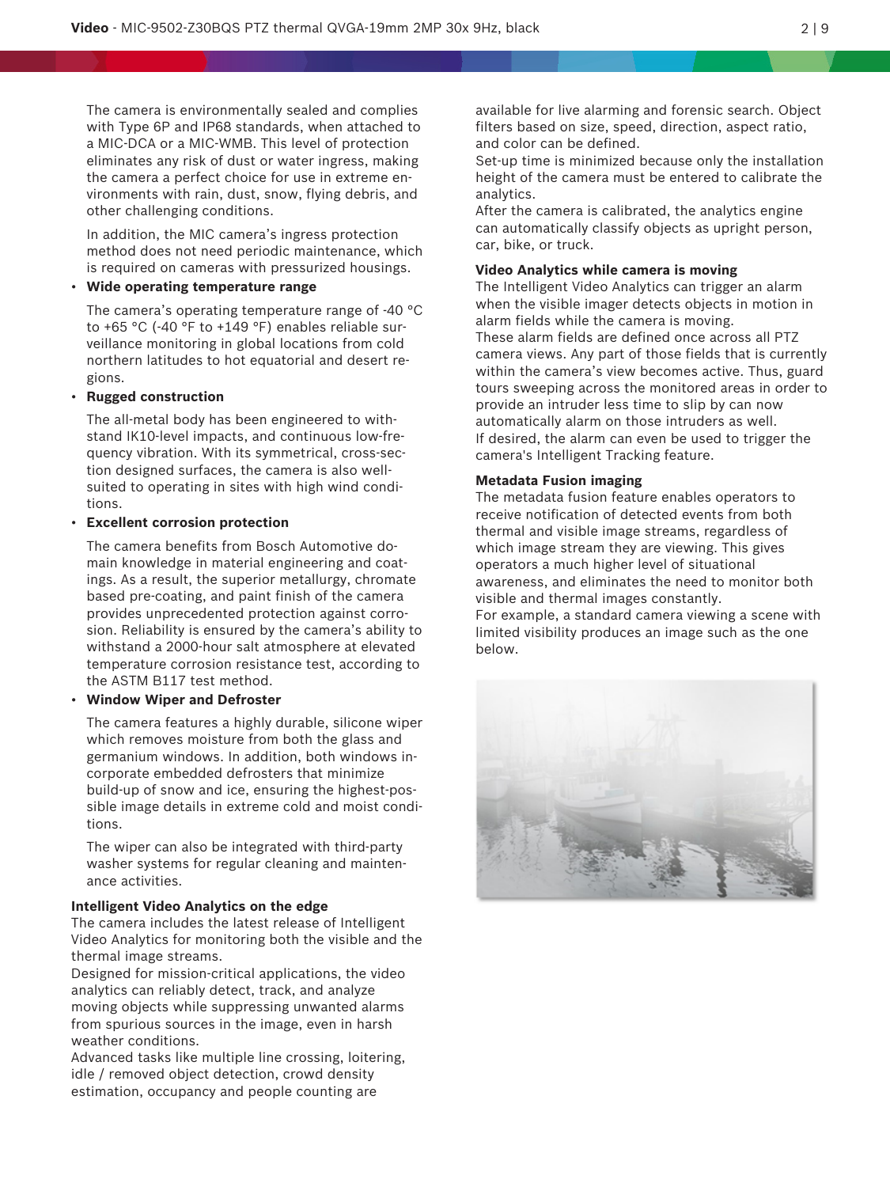The camera is environmentally sealed and complies with Type 6P and IP68 standards, when attached to a MIC-DCA or a MIC-WMB. This level of protection eliminates any risk of dust or water ingress, making the camera a perfect choice for use in extreme environments with rain, dust, snow, flying debris, and other challenging conditions.

In addition, the MIC camera's ingress protection method does not need periodic maintenance, which is required on cameras with pressurized housings.

- **Wide operating temperature range**

  The camera's operating temperature range of -40 °C to +65 °C (-40 °F to +149 °F) enables reliable surveillance monitoring in global locations from cold northern latitudes to hot equatorial and desert regions.

- **Rugged construction**

  The all-metal body has been engineered to withstand IK10-level impacts, and continuous low-frequency vibration. With its symmetrical, cross-section designed surfaces, the camera is also well-suited to operating in sites with high wind conditions.

- **Excellent corrosion protection**

  The camera benefits from Bosch Automotive domain knowledge in material engineering and coatings. As a result, the superior metallurgy, chromate based pre-coating, and paint finish of the camera provides unprecedented protection against corrosion. Reliability is ensured by the camera's ability to withstand a 2000-hour salt atmosphere at elevated temperature corrosion resistance test, according to the ASTM B117 test method.

- **Window Wiper and Defroster**

  The camera features a highly durable, silicone wiper which removes moisture from both the glass and germanium windows. In addition, both windows incorporate embedded defrosters that minimize build-up of snow and ice, ensuring the highest-possible image details in extreme cold and moist conditions.

  The wiper can also be integrated with third-party washer systems for regular cleaning and maintenance activities.

**Intelligent Video Analytics on the edge**

The camera includes the latest release of Intelligent Video Analytics for monitoring both the visible and the thermal image streams.

Designed for mission-critical applications, the video analytics can reliably detect, track, and analyze moving objects while suppressing unwanted alarms from spurious sources in the image, even in harsh weather conditions.

Advanced tasks like multiple line crossing, loitering, idle / removed object detection, crowd density estimation, occupancy and people counting are available for live alarming and forensic search. Object filters based on size, speed, direction, aspect ratio, and color can be defined.

Set-up time is minimized because only the installation height of the camera must be entered to calibrate the analytics.

After the camera is calibrated, the analytics engine can automatically classify objects as upright person, car, bike, or truck.

**Video Analytics while camera is moving**

The Intelligent Video Analytics can trigger an alarm when the visible imager detects objects in motion in alarm fields while the camera is moving.

These alarm fields are defined once across all PTZ camera views. Any part of those fields that is currently within the camera's view becomes active. Thus, guard tours sweeping across the monitored areas in order to provide an intruder less time to slip by can now automatically alarm on those intruders as well.

If desired, the alarm can even be used to trigger the camera's Intelligent Tracking feature.

**Metadata Fusion imaging**

The metadata fusion feature enables operators to receive notification of detected events from both thermal and visible image streams, regardless of which image stream they are viewing. This gives operators a much higher level of situational awareness, and eliminates the need to monitor both visible and thermal images constantly.

For example, a standard camera viewing a scene with limited visibility produces an image such as the one below.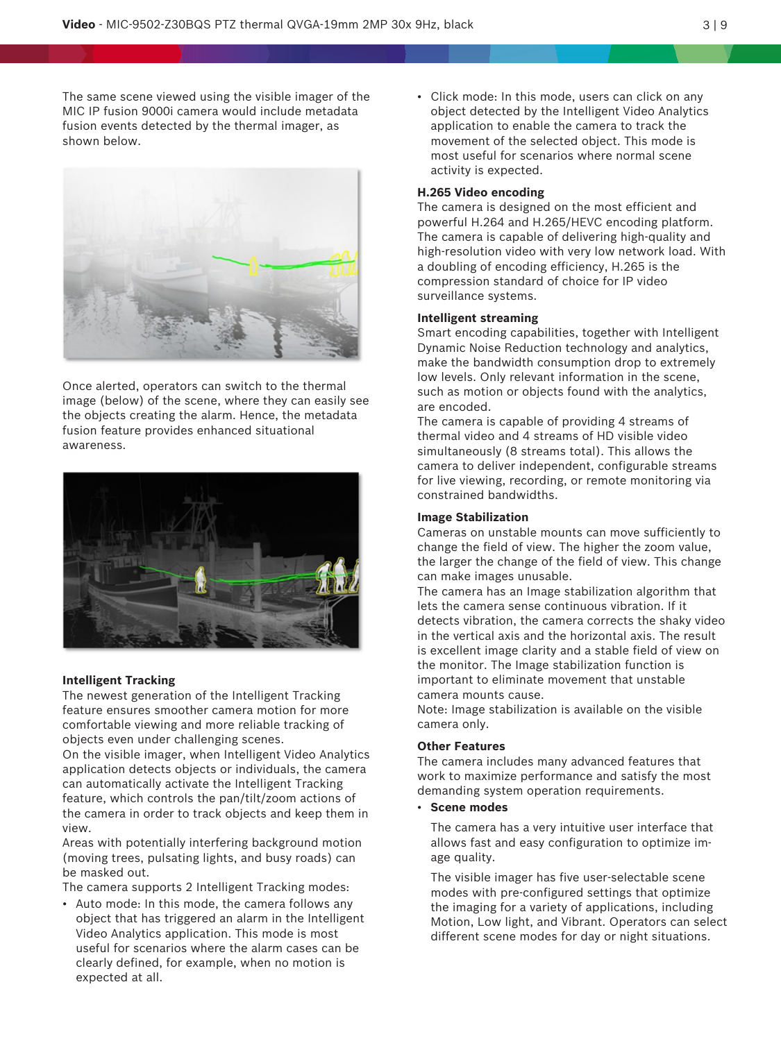The same scene viewed using the visible imager of the MIC IP fusion 9000i camera would include metadata fusion events detected by the thermal imager, as shown below.

Once alerted, operators can switch to the thermal image (below) of the scene, where they can easily see the objects creating the alarm. Hence, the metadata fusion feature provides enhanced situational awareness.

**Intelligent Tracking**

The newest generation of the Intelligent Tracking feature ensures smoother camera motion for more comfortable viewing and more reliable tracking of objects even under challenging scenes.

On the visible imager, when Intelligent Video Analytics application detects objects or individuals, the camera can automatically activate the Intelligent Tracking feature, which controls the pan/tilt/zoom actions of the camera in order to track objects and keep them in view.

Areas with potentially interfering background motion (moving trees, pulsating lights, and busy roads) can be masked out.

The camera supports 2 Intelligent Tracking modes:

- Auto mode: In this mode, the camera follows any object that has triggered an alarm in the Intelligent Video Analytics application. This mode is most useful for scenarios where the alarm cases can be clearly defined, for example, when no motion is expected at all.
- Click mode: In this mode, users can click on any object detected by the Intelligent Video Analytics application to enable the camera to track the movement of the selected object. This mode is most useful for scenarios where normal scene activity is expected.

**H.265 Video encoding**

The camera is designed on the most efficient and powerful H.264 and H.265/HEVC encoding platform. The camera is capable of delivering high-quality and high-resolution video with very low network load. With a doubling of encoding efficiency, H.265 is the compression standard of choice for IP video surveillance systems.

**Intelligent streaming**

Smart encoding capabilities, together with Intelligent Dynamic Noise Reduction technology and analytics, make the bandwidth consumption drop to extremely low levels. Only relevant information in the scene, such as motion or objects found with the analytics, are encoded.

The camera is capable of providing 4 streams of thermal video and 4 streams of HD visible video simultaneously (8 streams total). This allows the camera to deliver independent, configurable streams for live viewing, recording, or remote monitoring via constrained bandwidths.

**Image Stabilization**

Cameras on unstable mounts can move sufficiently to change the field of view. The higher the zoom value, the larger the change of the field of view. This change can make images unusable.

The camera has an Image stabilization algorithm that lets the camera sense continuous vibration. If it detects vibration, the camera corrects the shaky video in the vertical axis and the horizontal axis. The result is excellent image clarity and a stable field of view on the monitor. The Image stabilization function is important to eliminate movement that unstable camera mounts cause.

Note: Image stabilization is available on the visible camera only.

**Other Features**

The camera includes many advanced features that work to maximize performance and satisfy the most demanding system operation requirements.

- **Scene modes**

  The camera has a very intuitive user interface that allows fast and easy configuration to optimize image quality.

  The visible imager has five user-selectable scene modes with pre-configured settings that optimize the imaging for a variety of applications, including Motion, Low light, and Vibrant. Operators can select different scene modes for day or night situations.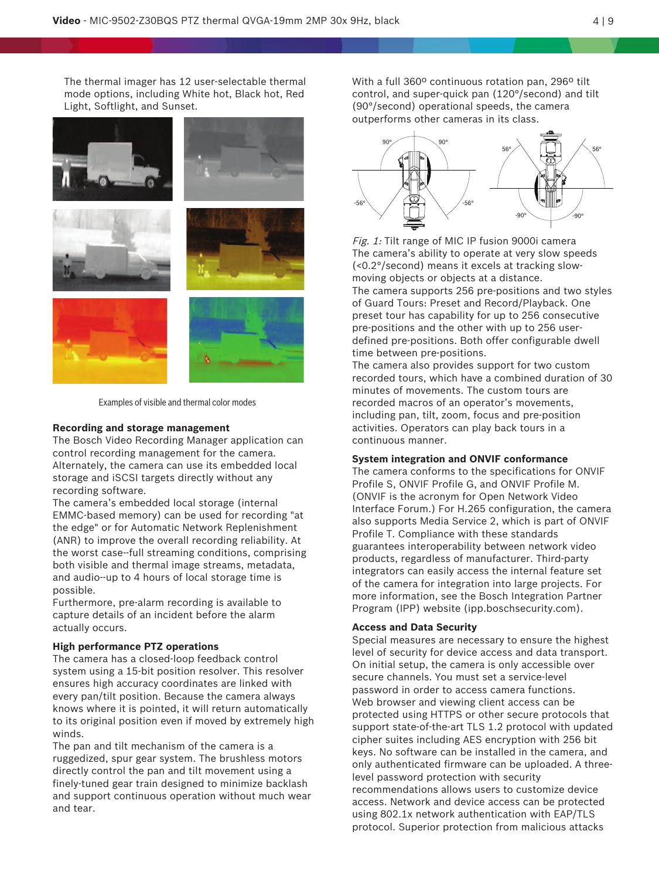The thermal imager has 12 user-selectable thermal mode options, including White hot, Black hot, Red Light, Softlight, and Sunset.

Examples of visible and thermal color modes

**Recording and storage management**

The Bosch Video Recording Manager application can control recording management for the camera. Alternately, the camera can use its embedded local storage and iSCSI targets directly without any recording software.

The camera's embedded local storage (internal EMMC-based memory) can be used for recording "at the edge" or for Automatic Network Replenishment (ANR) to improve the overall recording reliability. At the worst case--full streaming conditions, comprising both visible and thermal image streams, metadata, and audio--up to 4 hours of local storage time is possible.

Furthermore, pre-alarm recording is available to capture details of an incident before the alarm actually occurs.

**High performance PTZ operations**

The camera has a closed-loop feedback control system using a 15-bit position resolver. This resolver ensures high accuracy coordinates are linked with every pan/tilt position. Because the camera always knows where it is pointed, it will return automatically to its original position even if moved by extremely high winds.

The pan and tilt mechanism of the camera is a ruggedized, spur gear system. The brushless motors directly control the pan and tilt movement using a finely-tuned gear train designed to minimize backlash and support continuous operation without much wear and tear.

With a full 360º continuous rotation pan, 296º tilt control, and super-quick pan (120°/second) and tilt (90°/second) operational speeds, the camera outperforms other cameras in its class.

*Fig. 1:* Tilt range of MIC IP fusion 9000i camera

The camera's ability to operate at very slow speeds (<0.2°/second) means it excels at tracking slow-moving objects or objects at a distance.

The camera supports 256 pre-positions and two styles of Guard Tours: Preset and Record/Playback. One preset tour has capability for up to 256 consecutive pre-positions and the other with up to 256 user-defined pre-positions. Both offer configurable dwell time between pre-positions.

The camera also provides support for two custom recorded tours, which have a combined duration of 30 minutes of movements. The custom tours are recorded macros of an operator's movements, including pan, tilt, zoom, focus and pre-position activities. Operators can play back tours in a continuous manner.

**System integration and ONVIF conformance**

The camera conforms to the specifications for ONVIF Profile S, ONVIF Profile G, and ONVIF Profile M. (ONVIF is the acronym for Open Network Video Interface Forum.) For H.265 configuration, the camera also supports Media Service 2, which is part of ONVIF Profile T. Compliance with these standards guarantees interoperability between network video products, regardless of manufacturer. Third-party integrators can easily access the internal feature set of the camera for integration into large projects. For more information, see the Bosch Integration Partner Program (IPP) website (ipp.boschsecurity.com).

**Access and Data Security**

Special measures are necessary to ensure the highest level of security for device access and data transport. On initial setup, the camera is only accessible over secure channels. You must set a service-level password in order to access camera functions.

Web browser and viewing client access can be protected using HTTPS or other secure protocols that support state-of-the-art TLS 1.2 protocol with updated cipher suites including AES encryption with 256 bit keys. No software can be installed in the camera, and only authenticated firmware can be uploaded. A three-level password protection with security recommendations allows users to customize device access. Network and device access can be protected using 802.1x network authentication with EAP/TLS protocol. Superior protection from malicious attacks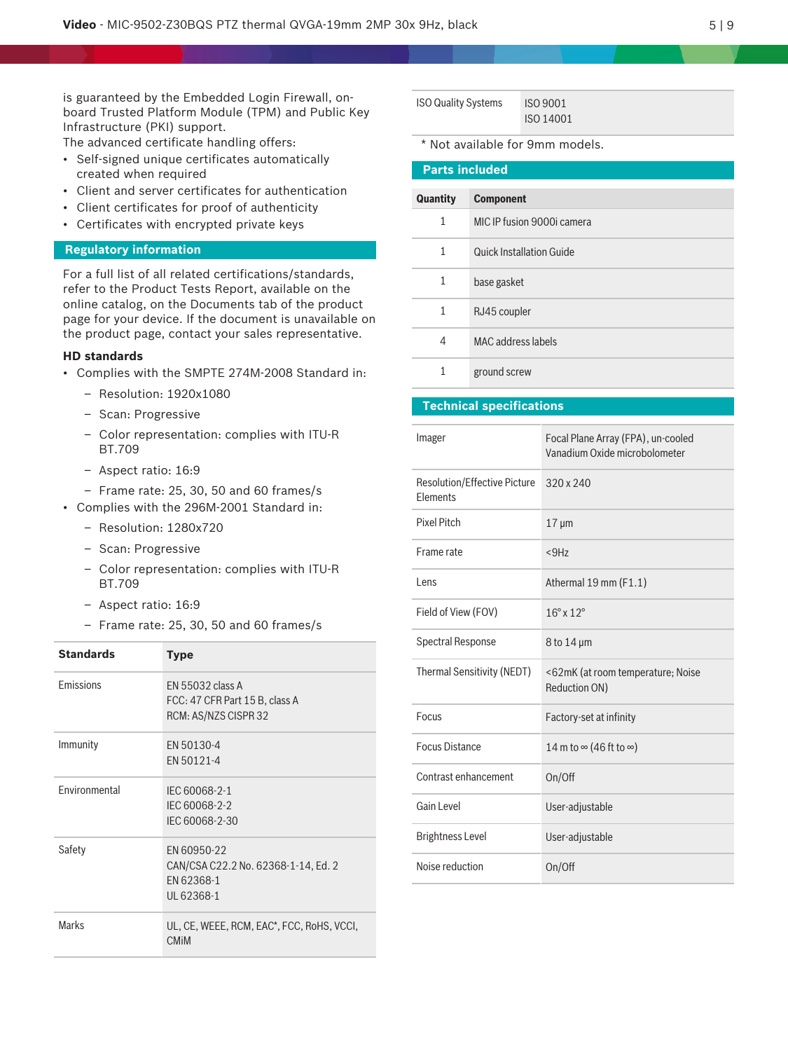is guaranteed by the Embedded Login Firewall, on-board Trusted Platform Module (TPM) and Public Key Infrastructure (PKI) support.
The advanced certificate handling offers:

- Self-signed unique certificates automatically created when required
- Client and server certificates for authentication
- Client certificates for proof of authenticity
- Certificates with encrypted private keys

## Regulatory information

For a full list of all related certifications/standards, refer to the Product Tests Report, available on the online catalog, on the Documents tab of the product page for your device. If the document is unavailable on the product page, contact your sales representative.

**HD standards**

- Complies with the SMPTE 274M-2008 Standard in:
  - Resolution: 1920x1080
  - Scan: Progressive
  - Color representation: complies with ITU-R BT.709
  - Aspect ratio: 16:9
  - Frame rate: 25, 30, 50 and 60 frames/s
- Complies with the 296M-2001 Standard in:
  - Resolution: 1280x720
  - Scan: Progressive
  - Color representation: complies with ITU-R BT.709
  - Aspect ratio: 16:9
  - Frame rate: 25, 30, 50 and 60 frames/s

| Standards | Type |
| --- | --- |
| Emissions | EN 55032 class A<br>FCC: 47 CFR Part 15 B, class A<br>RCM: AS/NZS CISPR 32 |
| Immunity | EN 50130-4<br>EN 50121-4 |
| Environmental | IEC 60068-2-1<br>IEC 60068-2-2<br>IEC 60068-2-30 |
| Safety | EN 60950-22<br>CAN/CSA C22.2 No. 62368-1-14, Ed. 2<br>EN 62368-1<br>UL 62368-1 |
| Marks | UL, CE, WEEE, RCM, EAC*, FCC, RoHS, VCCI, CMiM |
| ISO Quality Systems | ISO 9001<br>ISO 14001 |

\* Not available for 9mm models.

## Parts included

| Quantity | Component |
| --- | --- |
| 1 | MIC IP fusion 9000i camera |
| 1 | Quick Installation Guide |
| 1 | base gasket |
| 1 | RJ45 coupler |
| 4 | MAC address labels |
| 1 | ground screw |

## Technical specifications

| | |
| --- | --- |
| Imager | Focal Plane Array (FPA), un-cooled Vanadium Oxide microbolometer |
| Resolution/Effective Picture Elements | 320 x 240 |
| Pixel Pitch | 17 µm |
| Frame rate | <9Hz |
| Lens | Athermal 19 mm (F1.1) |
| Field of View (FOV) | 16° x 12° |
| Spectral Response | 8 to 14 µm |
| Thermal Sensitivity (NEDT) | <62mK (at room temperature; Noise Reduction ON) |
| Focus | Factory-set at infinity |
| Focus Distance | 14 m to ∞ (46 ft to ∞) |
| Contrast enhancement | On/Off |
| Gain Level | User-adjustable |
| Brightness Level | User-adjustable |
| Noise reduction | On/Off |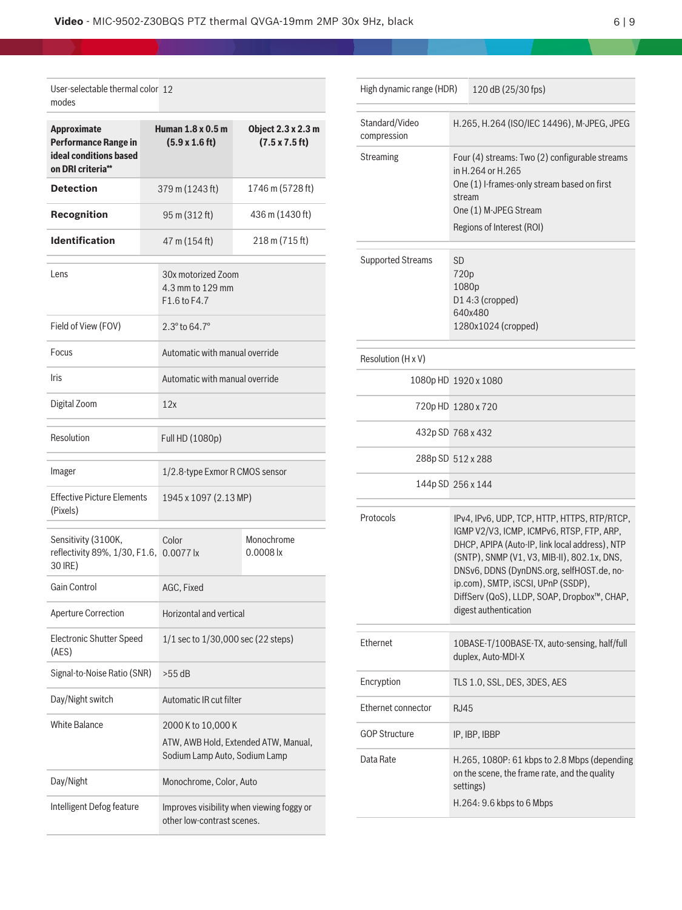| User-selectable thermal color modes | 12 |
|---|---|

| Approximate Performance Range in ideal conditions based on DRI criteria** | Human 1.8 x 0.5 m (5.9 x 1.6 ft) | Object 2.3 x 2.3 m (7.5 x 7.5 ft) |
|---|---|---|
| **Detection** | 379 m (1243 ft) | 1746 m (5728 ft) |
| **Recognition** | 95 m (312 ft) | 436 m (1430 ft) |
| **Identification** | 47 m (154 ft) | 218 m (715 ft) |

| | | |
|---|---|---|
| Lens | 30x motorized Zoom<br>4.3 mm to 129 mm<br>F1.6 to F4.7 | |
| Field of View (FOV) | 2.3° to 64.7° | |
| Focus | Automatic with manual override | |
| Iris | Automatic with manual override | |
| Digital Zoom | 12x | |
| Resolution | Full HD (1080p) | |
| Imager | 1/2.8-type Exmor R CMOS sensor | |
| Effective Picture Elements (Pixels) | 1945 x 1097 (2.13 MP) | |
| Sensitivity (3100K, reflectivity 89%, 1/30, F1.6, 30 IRE) | Color<br>0.0077 lx | Monochrome<br>0.0008 lx |
| Gain Control | AGC, Fixed | |
| Aperture Correction | Horizontal and vertical | |
| Electronic Shutter Speed (AES) | 1/1 sec to 1/30,000 sec (22 steps) | |
| Signal-to-Noise Ratio (SNR) | >55 dB | |
| Day/Night switch | Automatic IR cut filter | |
| White Balance | 2000 K to 10,000 K<br>ATW, AWB Hold, Extended ATW, Manual, Sodium Lamp Auto, Sodium Lamp | |
| Day/Night | Monochrome, Color, Auto | |
| Intelligent Defog feature | Improves visibility when viewing foggy or other low-contrast scenes. | |

| | |
|---|---|
| High dynamic range (HDR) | 120 dB (25/30 fps) |
| Standard/Video compression | H.265, H.264 (ISO/IEC 14496), M-JPEG, JPEG |
| Streaming | Four (4) streams: Two (2) configurable streams in H.264 or H.265<br>One (1) I-frames-only stream based on first stream<br>One (1) M-JPEG Stream<br>Regions of Interest (ROI) |
| Supported Streams | SD<br>720p<br>1080p<br>D1 4:3 (cropped)<br>640x480<br>1280x1024 (cropped) |

| Resolution (H x V) | |
|---|---|
| 1080p HD | 1920 x 1080 |
| 720p HD | 1280 x 720 |
| 432p SD | 768 x 432 |
| 288p SD | 512 x 288 |
| 144p SD | 256 x 144 |

| | |
|---|---|
| Protocols | IPv4, IPv6, UDP, TCP, HTTP, HTTPS, RTP/RTCP, IGMP V2/V3, ICMP, ICMPv6, RTSP, FTP, ARP, DHCP, APIPA (Auto-IP, link local address), NTP (SNTP), SNMP (V1, V3, MIB-II), 802.1x, DNS, DNSv6, DDNS (DynDNS.org, selfHOST.de, no-ip.com), SMTP, iSCSI, UPnP (SSDP), DiffServ (QoS), LLDP, SOAP, Dropbox™, CHAP, digest authentication |
| Ethernet | 10BASE-T/100BASE-TX, auto-sensing, half/full duplex, Auto-MDI-X |
| Encryption | TLS 1.0, SSL, DES, 3DES, AES |
| Ethernet connector | RJ45 |
| GOP Structure | IP, IBP, IBBP |
| Data Rate | H.265, 1080P: 61 kbps to 2.8 Mbps (depending on the scene, the frame rate, and the quality settings)<br>H.264: 9.6 kbps to 6 Mbps |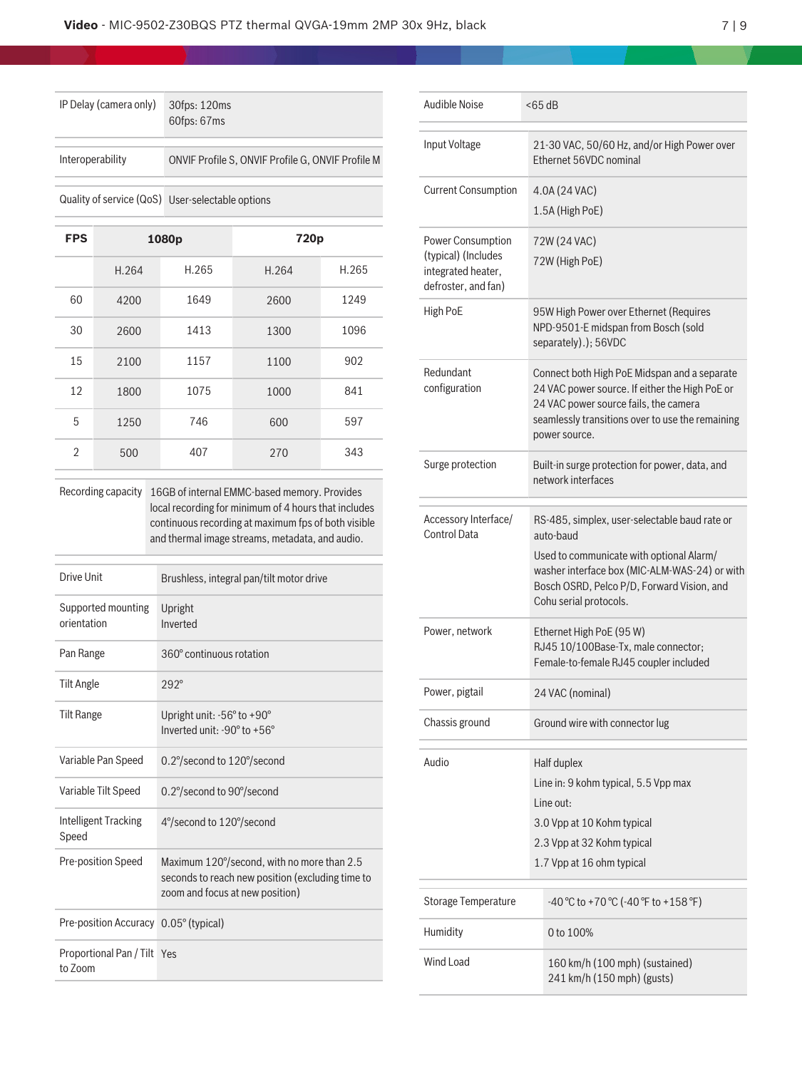| | |
|---|---|
| IP Delay (camera only) | 30fps: 120ms<br>60fps: 67ms |
| Interoperability | ONVIF Profile S, ONVIF Profile G, ONVIF Profile M |
| Quality of service (QoS) | User-selectable options |

| FPS | 1080p | | 720p | |
|---|---|---|---|---|
| | H.264 | H.265 | H.264 | H.265 |
| 60 | 4200 | 1649 | 2600 | 1249 |
| 30 | 2600 | 1413 | 1300 | 1096 |
| 15 | 2100 | 1157 | 1100 | 902 |
| 12 | 1800 | 1075 | 1000 | 841 |
| 5 | 1250 | 746 | 600 | 597 |
| 2 | 500 | 407 | 270 | 343 |

| | |
|---|---|
| Recording capacity | 16GB of internal EMMC-based memory. Provides local recording for minimum of 4 hours that includes continuous recording at maximum fps of both visible and thermal image streams, metadata, and audio. |

| | |
|---|---|
| Drive Unit | Brushless, integral pan/tilt motor drive |
| Supported mounting orientation | Upright<br>Inverted |
| Pan Range | 360° continuous rotation |
| Tilt Angle | 292° |
| Tilt Range | Upright unit: -56° to +90°<br>Inverted unit: -90° to +56° |
| Variable Pan Speed | 0.2°/second to 120°/second |
| Variable Tilt Speed | 0.2°/second to 90°/second |
| Intelligent Tracking Speed | 4°/second to 120°/second |
| Pre-position Speed | Maximum 120°/second, with no more than 2.5 seconds to reach new position (excluding time to zoom and focus at new position) |
| Pre-position Accuracy | 0.05° (typical) |
| Proportional Pan / Tilt to Zoom | Yes |

| | |
|---|---|
| Audible Noise | <65 dB |

| | |
|---|---|
| Input Voltage | 21-30 VAC, 50/60 Hz, and/or High Power over Ethernet 56VDC nominal |
| Current Consumption | 4.0A (24 VAC)<br>1.5A (High PoE) |
| Power Consumption (typical) (Includes integrated heater, defroster, and fan) | 72W (24 VAC)<br>72W (High PoE) |
| High PoE | 95W High Power over Ethernet (Requires NPD-9501-E midspan from Bosch (sold separately).); 56VDC |
| Redundant configuration | Connect both High PoE Midspan and a separate 24 VAC power source. If either the High PoE or 24 VAC power source fails, the camera seamlessly transitions over to use the remaining power source. |
| Surge protection | Built-in surge protection for power, data, and network interfaces |

| | |
|---|---|
| Accessory Interface/ Control Data | RS-485, simplex, user-selectable baud rate or auto-baud<br>Used to communicate with optional Alarm/ washer interface box (MIC-ALM-WAS-24) or with Bosch OSRD, Pelco P/D, Forward Vision, and Cohu serial protocols. |
| Power, network | Ethernet High PoE (95 W)<br>RJ45 10/100Base-Tx, male connector;<br>Female-to-female RJ45 coupler included |
| Power, pigtail | 24 VAC (nominal) |
| Chassis ground | Ground wire with connector lug |

| | |
|---|---|
| Audio | Half duplex<br>Line in: 9 kohm typical, 5.5 Vpp max<br>Line out:<br>3.0 Vpp at 10 Kohm typical<br>2.3 Vpp at 32 Kohm typical<br>1.7 Vpp at 16 ohm typical |

| | |
|---|---|
| Storage Temperature | -40 °C to +70 °C (-40 °F to +158 °F) |
| Humidity | 0 to 100% |
| Wind Load | 160 km/h (100 mph) (sustained)<br>241 km/h (150 mph) (gusts) |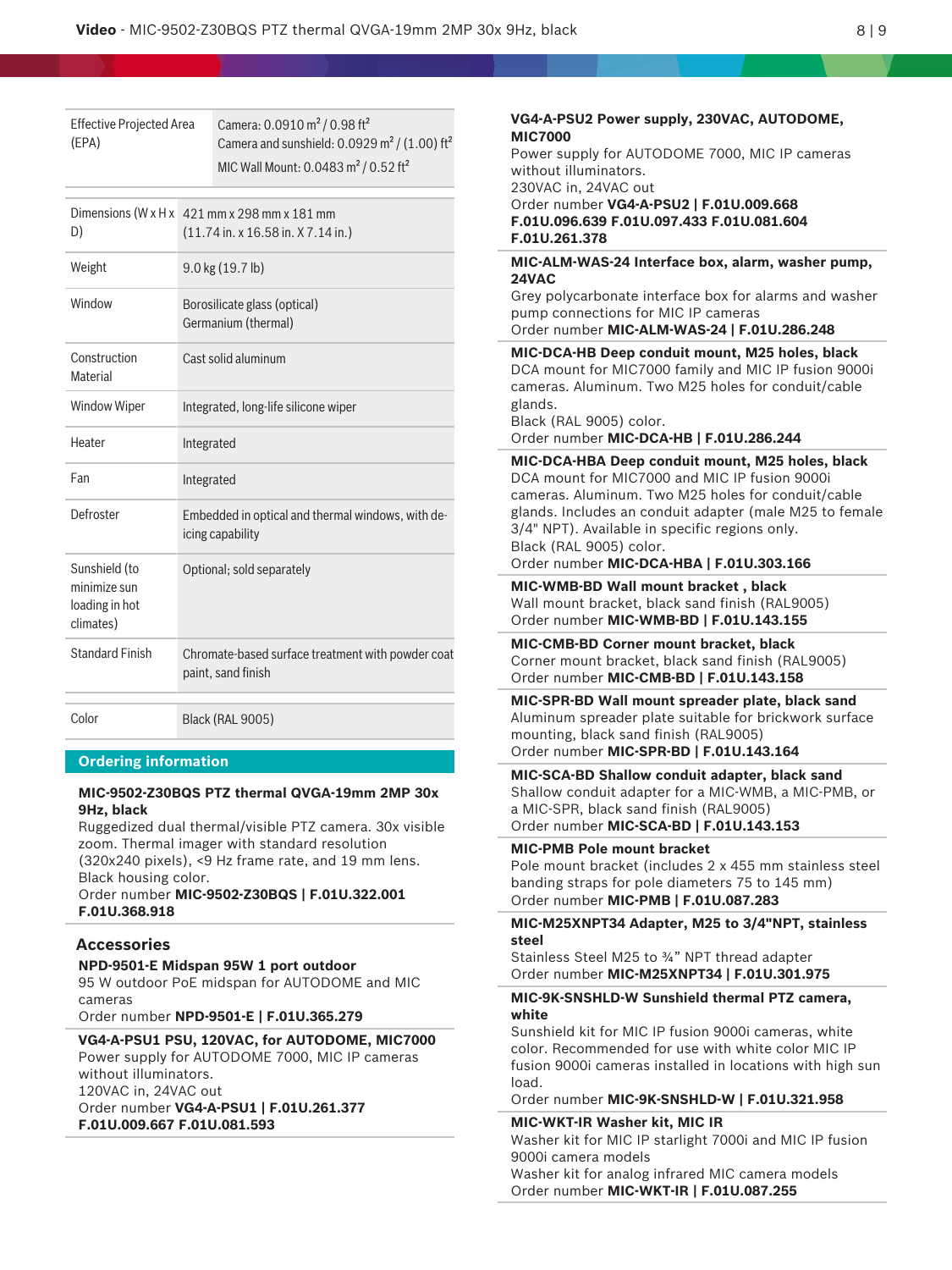| | |
|---|---|
| Effective Projected Area (EPA) | Camera: 0.0910 m² / 0.98 ft²<br>Camera and sunshield: 0.0929 m² / (1.00) ft²<br>MIC Wall Mount: 0.0483 m² / 0.52 ft² |

| | |
|---|---|
| Dimensions (W x H x D) | 421 mm x 298 mm x 181 mm<br>(11.74 in. x 16.58 in. X 7.14 in.) |
| Weight | 9.0 kg (19.7 lb) |
| Window | Borosilicate glass (optical)<br>Germanium (thermal) |
| Construction Material | Cast solid aluminum |
| Window Wiper | Integrated, long-life silicone wiper |
| Heater | Integrated |
| Fan | Integrated |
| Defroster | Embedded in optical and thermal windows, with de-icing capability |
| Sunshield (to minimize sun loading in hot climates) | Optional; sold separately |
| Standard Finish | Chromate-based surface treatment with powder coat paint, sand finish |

| | |
|---|---|
| Color | Black (RAL 9005) |

## Ordering information

**MIC-9502-Z30BQS PTZ thermal QVGA-19mm 2MP 30x 9Hz, black**
Ruggedized dual thermal/visible PTZ camera. 30x visible zoom. Thermal imager with standard resolution (320x240 pixels), <9 Hz frame rate, and 19 mm lens. Black housing color.
Order number **MIC-9502-Z30BQS | F.01U.322.001 F.01U.368.918**

### Accessories

**NPD-9501-E Midspan 95W 1 port outdoor**
95 W outdoor PoE midspan for AUTODOME and MIC cameras
Order number **NPD-9501-E | F.01U.365.279**

**VG4-A-PSU1 PSU, 120VAC, for AUTODOME, MIC7000**
Power supply for AUTODOME 7000, MIC IP cameras without illuminators.
120VAC in, 24VAC out
Order number **VG4-A-PSU1 | F.01U.261.377 F.01U.009.667 F.01U.081.593**

**VG4-A-PSU2 Power supply, 230VAC, AUTODOME, MIC7000**
Power supply for AUTODOME 7000, MIC IP cameras without illuminators.
230VAC in, 24VAC out
Order number **VG4-A-PSU2 | F.01U.009.668 F.01U.096.639 F.01U.097.433 F.01U.081.604 F.01U.261.378**

**MIC-ALM-WAS-24 Interface box, alarm, washer pump, 24VAC**
Grey polycarbonate interface box for alarms and washer pump connections for MIC IP cameras
Order number **MIC-ALM-WAS-24 | F.01U.286.248**

**MIC-DCA-HB Deep conduit mount, M25 holes, black**
DCA mount for MIC7000 family and MIC IP fusion 9000i cameras. Aluminum. Two M25 holes for conduit/cable glands.
Black (RAL 9005) color.
Order number **MIC-DCA-HB | F.01U.286.244**

**MIC-DCA-HBA Deep conduit mount, M25 holes, black**
DCA mount for MIC7000 and MIC IP fusion 9000i cameras. Aluminum. Two M25 holes for conduit/cable glands. Includes an conduit adapter (male M25 to female 3/4" NPT). Available in specific regions only.
Black (RAL 9005) color.
Order number **MIC-DCA-HBA | F.01U.303.166**

**MIC-WMB-BD Wall mount bracket , black**
Wall mount bracket, black sand finish (RAL9005)
Order number **MIC-WMB-BD | F.01U.143.155**

**MIC-CMB-BD Corner mount bracket, black**
Corner mount bracket, black sand finish (RAL9005)
Order number **MIC-CMB-BD | F.01U.143.158**

**MIC-SPR-BD Wall mount spreader plate, black sand**
Aluminum spreader plate suitable for brickwork surface mounting, black sand finish (RAL9005)
Order number **MIC-SPR-BD | F.01U.143.164**

**MIC-SCA-BD Shallow conduit adapter, black sand**
Shallow conduit adapter for a MIC-WMB, a MIC-PMB, or a MIC-SPR, black sand finish (RAL9005)
Order number **MIC-SCA-BD | F.01U.143.153**

**MIC-PMB Pole mount bracket**
Pole mount bracket (includes 2 x 455 mm stainless steel banding straps for pole diameters 75 to 145 mm)
Order number **MIC-PMB | F.01U.087.283**

**MIC-M25XNPT34 Adapter, M25 to 3/4"NPT, stainless steel**
Stainless Steel M25 to ¾" NPT thread adapter
Order number **MIC-M25XNPT34 | F.01U.301.975**

**MIC-9K-SNSHLD-W Sunshield thermal PTZ camera, white**
Sunshield kit for MIC IP fusion 9000i cameras, white color. Recommended for use with white color MIC IP fusion 9000i cameras installed in locations with high sun load.
Order number **MIC-9K-SNSHLD-W | F.01U.321.958**

**MIC-WKT-IR Washer kit, MIC IR**
Washer kit for MIC IP starlight 7000i and MIC IP fusion 9000i camera models
Washer kit for analog infrared MIC camera models
Order number **MIC-WKT-IR | F.01U.087.255**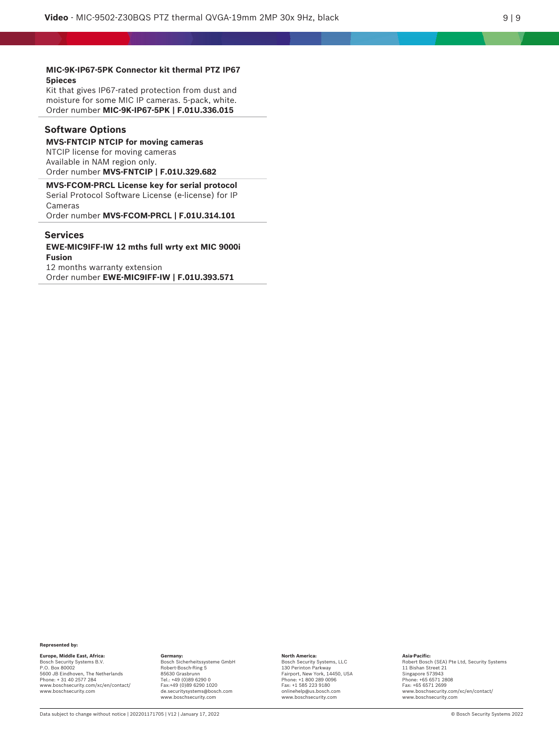**MIC-9K-IP67-5PK Connector kit thermal PTZ IP67 5pieces**

Kit that gives IP67-rated protection from dust and moisture for some MIC IP cameras. 5-pack, white.

Order number **MIC-9K-IP67-5PK | F.01U.336.015**

## Software Options

**MVS-FNTCIP NTCIP for moving cameras**

NTCIP license for moving cameras

Available in NAM region only.

Order number **MVS-FNTCIP | F.01U.329.682**

**MVS-FCOM-PRCL License key for serial protocol**

Serial Protocol Software License (e-license) for IP Cameras

Order number **MVS-FCOM-PRCL | F.01U.314.101**

## Services

**EWE-MIC9IFF-IW 12 mths full wrty ext MIC 9000i Fusion**

12 months warranty extension

Order number **EWE-MIC9IFF-IW | F.01U.393.571**

**Represented by:**

**Europe, Middle East, Africa:**
Bosch Security Systems B.V.
P.O. Box 80002
5600 JB Eindhoven, The Netherlands
Phone: + 31 40 2577 284
www.boschsecurity.com/xc/en/contact/
www.boschsecurity.com

**Germany:**
Bosch Sicherheitssysteme GmbH
Robert-Bosch-Ring 5
85630 Grasbrunn
Tel.: +49 (0)89 6290 0
Fax:+49 (0)89 6290 1020
de.securitysystems@bosch.com
www.boschsecurity.com

**North America:**
Bosch Security Systems, LLC
130 Perinton Parkway
Fairport, New York, 14450, USA
Phone: +1 800 289 0096
Fax: +1 585 223 9180
onlinehelp@us.bosch.com
www.boschsecurity.com

**Asia-Pacific:**
Robert Bosch (SEA) Pte Ltd, Security Systems
11 Bishan Street 21
Singapore 573943
Phone: +65 6571 2808
Fax: +65 6571 2699
www.boschsecurity.com/xc/en/contact/
www.boschsecurity.com

Data subject to change without notice | 202201171705 | V12 | January 17, 2022

© Bosch Security Systems 2022